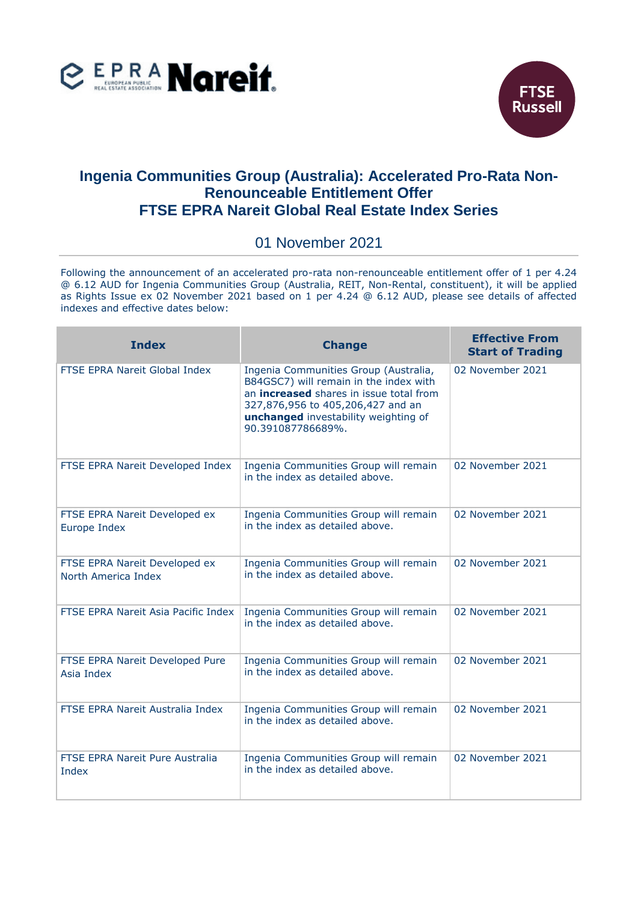# Ingenia Communities Group (Australia): Accelerated Pro-Rata Non-Renounceable Entitlement Offer
# FTSE EPRA Nareit Global Real Estate Index Series

01 November 2021

Following the announcement of an accelerated pro-rata non-renounceable entitlement offer of 1 per 4.24 @ 6.12 AUD for Ingenia Communities Group (Australia, REIT, Non-Rental, constituent), it will be applied as Rights Issue ex 02 November 2021 based on 1 per 4.24 @ 6.12 AUD, please see details of affected indexes and effective dates below:

| Index | Change | Effective From Start of Trading |
|---|---|---|
| FTSE EPRA Nareit Global Index | Ingenia Communities Group (Australia, B84GSC7) will remain in the index with an **increased** shares in issue total from 327,876,956 to 405,206,427 and an **unchanged** investability weighting of 90.391087786689%. | 02 November 2021 |
| FTSE EPRA Nareit Developed Index | Ingenia Communities Group will remain in the index as detailed above. | 02 November 2021 |
| FTSE EPRA Nareit Developed ex Europe Index | Ingenia Communities Group will remain in the index as detailed above. | 02 November 2021 |
| FTSE EPRA Nareit Developed ex North America Index | Ingenia Communities Group will remain in the index as detailed above. | 02 November 2021 |
| FTSE EPRA Nareit Asia Pacific Index | Ingenia Communities Group will remain in the index as detailed above. | 02 November 2021 |
| FTSE EPRA Nareit Developed Pure Asia Index | Ingenia Communities Group will remain in the index as detailed above. | 02 November 2021 |
| FTSE EPRA Nareit Australia Index | Ingenia Communities Group will remain in the index as detailed above. | 02 November 2021 |
| FTSE EPRA Nareit Pure Australia Index | Ingenia Communities Group will remain in the index as detailed above. | 02 November 2021 |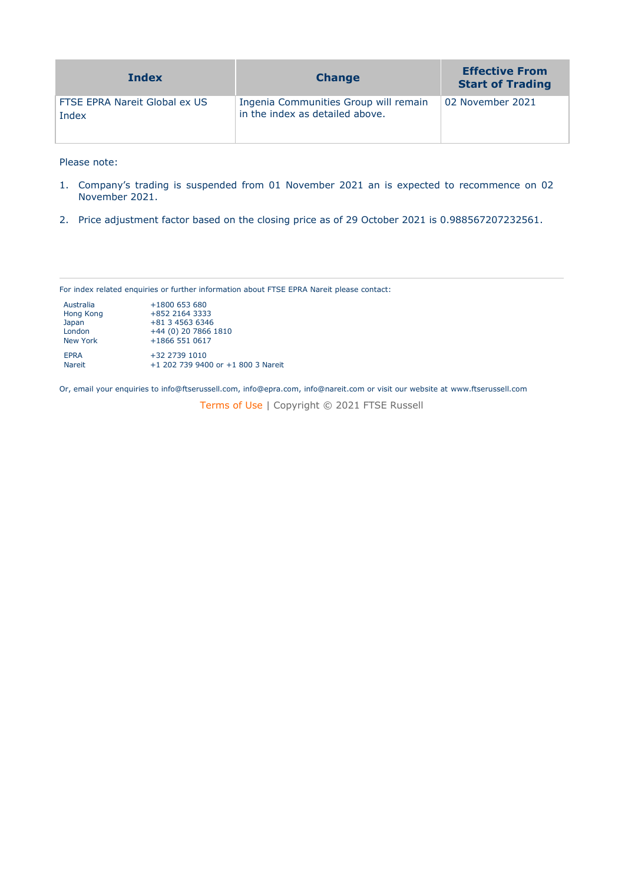| Index | Change | Effective From Start of Trading |
| --- | --- | --- |
| FTSE EPRA Nareit Global ex US Index | Ingenia Communities Group will remain in the index as detailed above. | 02 November 2021 |

Please note:

1. Company's trading is suspended from 01 November 2021 an is expected to recommence on 02 November 2021.
2. Price adjustment factor based on the closing price as of 29 October 2021 is 0.988567207232561.

---

For index related enquiries or further information about FTSE EPRA Nareit please contact:

| | |
| --- | --- |
| Australia | +1800 653 680 |
| Hong Kong | +852 2164 3333 |
| Japan | +81 3 4563 6346 |
| London | +44 (0) 20 7866 1810 |
| New York | +1866 551 0617 |
| EPRA | +32 2739 1010 |
| Nareit | +1 202 739 9400 or +1 800 3 Nareit |

Or, email your enquiries to info@ftserussell.com, info@epra.com, info@nareit.com or visit our website at www.ftserussell.com

Terms of Use | Copyright © 2021 FTSE Russell